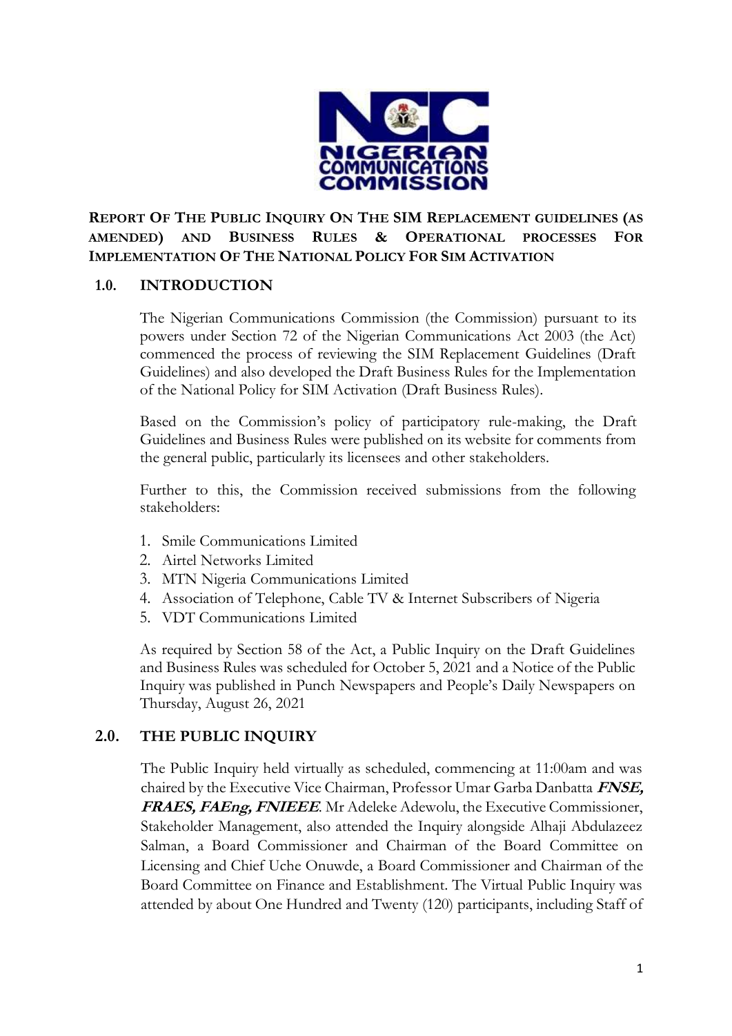# REPORT OF THE PUBLIC INQUIRY ON THE SIM REPLACEMENT GUIDELINES (AS AMENDED) AND BUSINESS RULES & OPERATIONAL PROCESSES FOR IMPLEMENTATION OF THE NATIONAL POLICY FOR SIM ACTIVATION

## 1.0. INTRODUCTION

The Nigerian Communications Commission (the Commission) pursuant to its powers under Section 72 of the Nigerian Communications Act 2003 (the Act) commenced the process of reviewing the SIM Replacement Guidelines (Draft Guidelines) and also developed the Draft Business Rules for the Implementation of the National Policy for SIM Activation (Draft Business Rules).

Based on the Commission's policy of participatory rule-making, the Draft Guidelines and Business Rules were published on its website for comments from the general public, particularly its licensees and other stakeholders.

Further to this, the Commission received submissions from the following stakeholders:

1. Smile Communications Limited
2. Airtel Networks Limited
3. MTN Nigeria Communications Limited
4. Association of Telephone, Cable TV & Internet Subscribers of Nigeria
5. VDT Communications Limited

As required by Section 58 of the Act, a Public Inquiry on the Draft Guidelines and Business Rules was scheduled for October 5, 2021 and a Notice of the Public Inquiry was published in Punch Newspapers and People's Daily Newspapers on Thursday, August 26, 2021

## 2.0. THE PUBLIC INQUIRY

The Public Inquiry held virtually as scheduled, commencing at 11:00am and was chaired by the Executive Vice Chairman, Professor Umar Garba Danbatta ***FNSE, FRAES, FAEng, FNIEEE***. Mr Adeleke Adewolu, the Executive Commissioner, Stakeholder Management, also attended the Inquiry alongside Alhaji Abdulazeez Salman, a Board Commissioner and Chairman of the Board Committee on Licensing and Chief Uche Onuwde, a Board Commissioner and Chairman of the Board Committee on Finance and Establishment. The Virtual Public Inquiry was attended by about One Hundred and Twenty (120) participants, including Staff of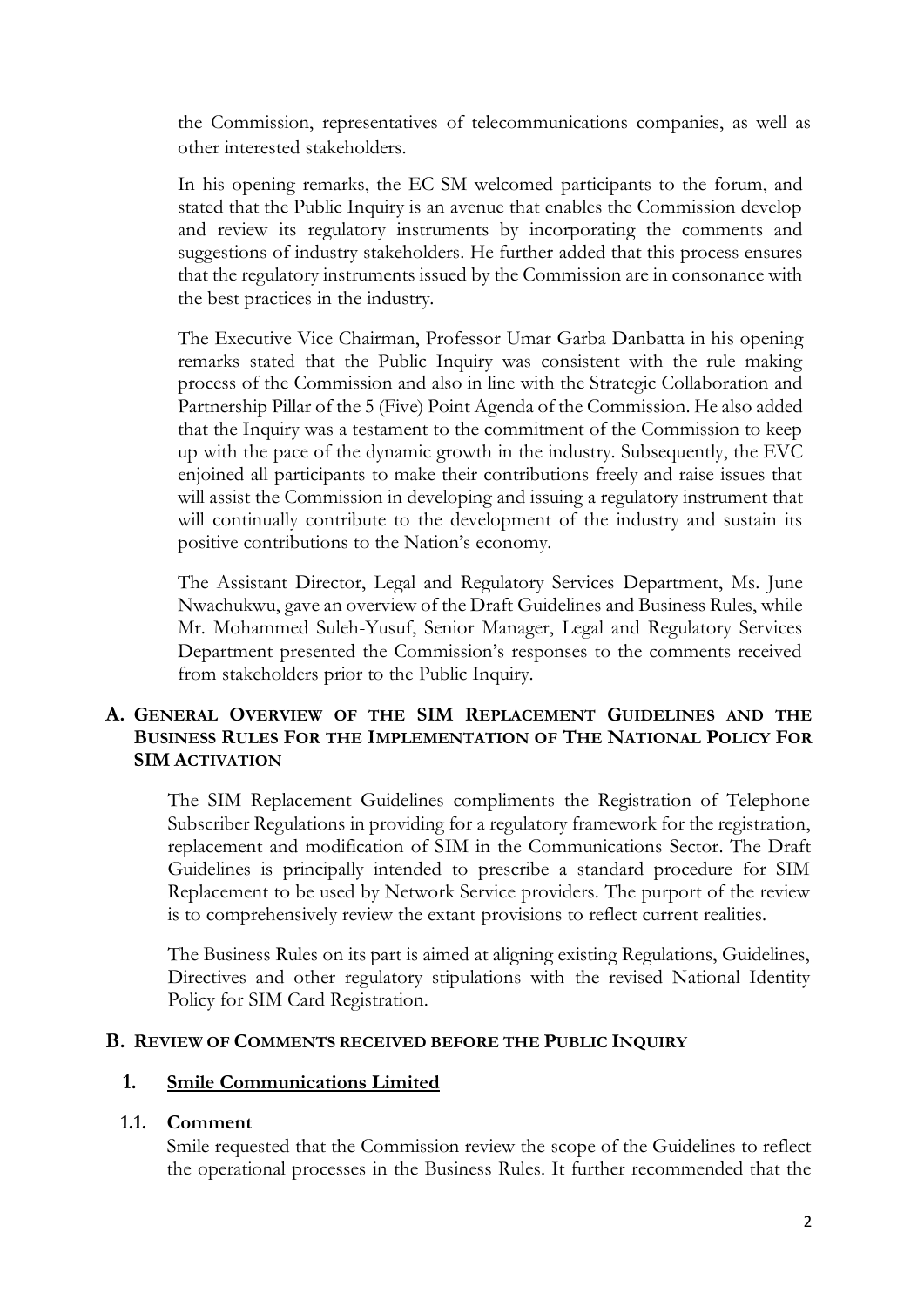the Commission, representatives of telecommunications companies, as well as other interested stakeholders.

In his opening remarks, the EC-SM welcomed participants to the forum, and stated that the Public Inquiry is an avenue that enables the Commission develop and review its regulatory instruments by incorporating the comments and suggestions of industry stakeholders. He further added that this process ensures that the regulatory instruments issued by the Commission are in consonance with the best practices in the industry.

The Executive Vice Chairman, Professor Umar Garba Danbatta in his opening remarks stated that the Public Inquiry was consistent with the rule making process of the Commission and also in line with the Strategic Collaboration and Partnership Pillar of the 5 (Five) Point Agenda of the Commission. He also added that the Inquiry was a testament to the commitment of the Commission to keep up with the pace of the dynamic growth in the industry. Subsequently, the EVC enjoined all participants to make their contributions freely and raise issues that will assist the Commission in developing and issuing a regulatory instrument that will continually contribute to the development of the industry and sustain its positive contributions to the Nation's economy.

The Assistant Director, Legal and Regulatory Services Department, Ms. June Nwachukwu, gave an overview of the Draft Guidelines and Business Rules, while Mr. Mohammed Suleh-Yusuf, Senior Manager, Legal and Regulatory Services Department presented the Commission's responses to the comments received from stakeholders prior to the Public Inquiry.

## A. General Overview of the SIM Replacement Guidelines and the Business Rules For the Implementation of The National Policy For SIM Activation

The SIM Replacement Guidelines compliments the Registration of Telephone Subscriber Regulations in providing for a regulatory framework for the registration, replacement and modification of SIM in the Communications Sector. The Draft Guidelines is principally intended to prescribe a standard procedure for SIM Replacement to be used by Network Service providers. The purport of the review is to comprehensively review the extant provisions to reflect current realities.

The Business Rules on its part is aimed at aligning existing Regulations, Guidelines, Directives and other regulatory stipulations with the revised National Identity Policy for SIM Card Registration.

## B. Review of Comments received before the Public Inquiry

### 1. Smile Communications Limited

#### 1.1. Comment

Smile requested that the Commission review the scope of the Guidelines to reflect the operational processes in the Business Rules. It further recommended that the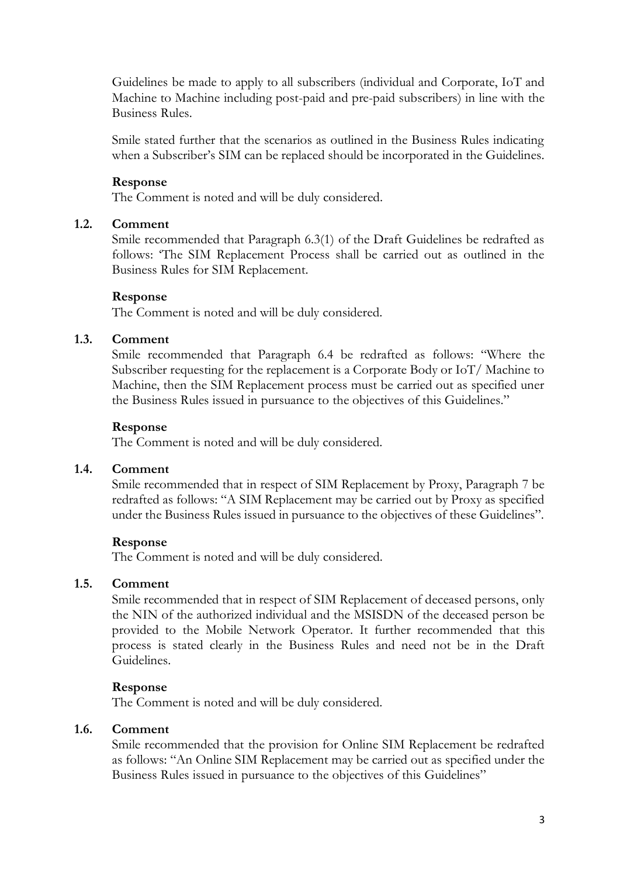Guidelines be made to apply to all subscribers (individual and Corporate, IoT and Machine to Machine including post-paid and pre-paid subscribers) in line with the Business Rules.

Smile stated further that the scenarios as outlined in the Business Rules indicating when a Subscriber's SIM can be replaced should be incorporated in the Guidelines.

**Response**

The Comment is noted and will be duly considered.

### 1.2. Comment

Smile recommended that Paragraph 6.3(1) of the Draft Guidelines be redrafted as follows: 'The SIM Replacement Process shall be carried out as outlined in the Business Rules for SIM Replacement.

**Response**

The Comment is noted and will be duly considered.

### 1.3. Comment

Smile recommended that Paragraph 6.4 be redrafted as follows: "Where the Subscriber requesting for the replacement is a Corporate Body or IoT/ Machine to Machine, then the SIM Replacement process must be carried out as specified uner the Business Rules issued in pursuance to the objectives of this Guidelines."

**Response**

The Comment is noted and will be duly considered.

### 1.4. Comment

Smile recommended that in respect of SIM Replacement by Proxy, Paragraph 7 be redrafted as follows: "A SIM Replacement may be carried out by Proxy as specified under the Business Rules issued in pursuance to the objectives of these Guidelines".

**Response**

The Comment is noted and will be duly considered.

### 1.5. Comment

Smile recommended that in respect of SIM Replacement of deceased persons, only the NIN of the authorized individual and the MSISDN of the deceased person be provided to the Mobile Network Operator. It further recommended that this process is stated clearly in the Business Rules and need not be in the Draft Guidelines.

**Response**

The Comment is noted and will be duly considered.

### 1.6. Comment

Smile recommended that the provision for Online SIM Replacement be redrafted as follows: "An Online SIM Replacement may be carried out as specified under the Business Rules issued in pursuance to the objectives of this Guidelines"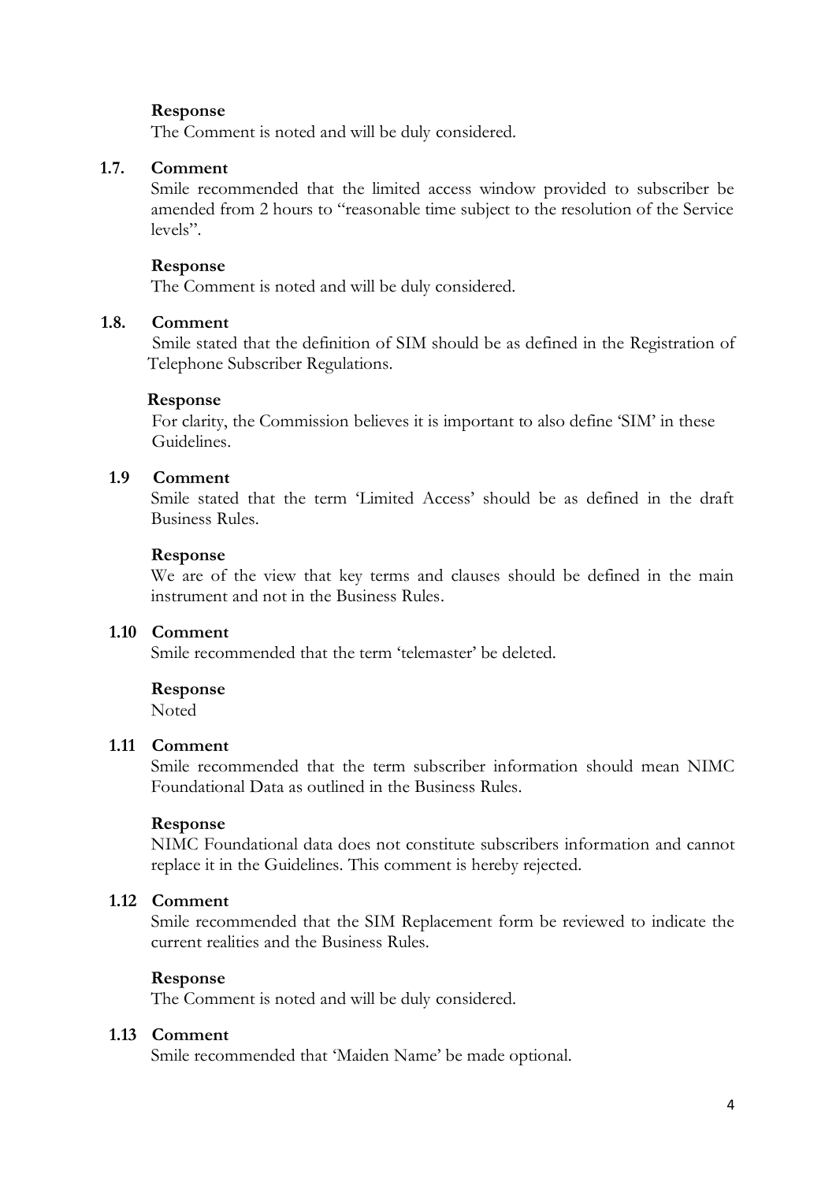**Response**

The Comment is noted and will be duly considered.

**1.7. Comment**

Smile recommended that the limited access window provided to subscriber be amended from 2 hours to "reasonable time subject to the resolution of the Service levels".

**Response**

The Comment is noted and will be duly considered.

**1.8. Comment**

Smile stated that the definition of SIM should be as defined in the Registration of Telephone Subscriber Regulations.

**Response**

For clarity, the Commission believes it is important to also define 'SIM' in these Guidelines.

**1.9 Comment**

Smile stated that the term 'Limited Access' should be as defined in the draft Business Rules.

**Response**

We are of the view that key terms and clauses should be defined in the main instrument and not in the Business Rules.

**1.10 Comment**

Smile recommended that the term 'telemaster' be deleted.

**Response**

Noted

**1.11 Comment**

Smile recommended that the term subscriber information should mean NIMC Foundational Data as outlined in the Business Rules.

**Response**

NIMC Foundational data does not constitute subscribers information and cannot replace it in the Guidelines. This comment is hereby rejected.

**1.12 Comment**

Smile recommended that the SIM Replacement form be reviewed to indicate the current realities and the Business Rules.

**Response**

The Comment is noted and will be duly considered.

**1.13 Comment**

Smile recommended that 'Maiden Name' be made optional.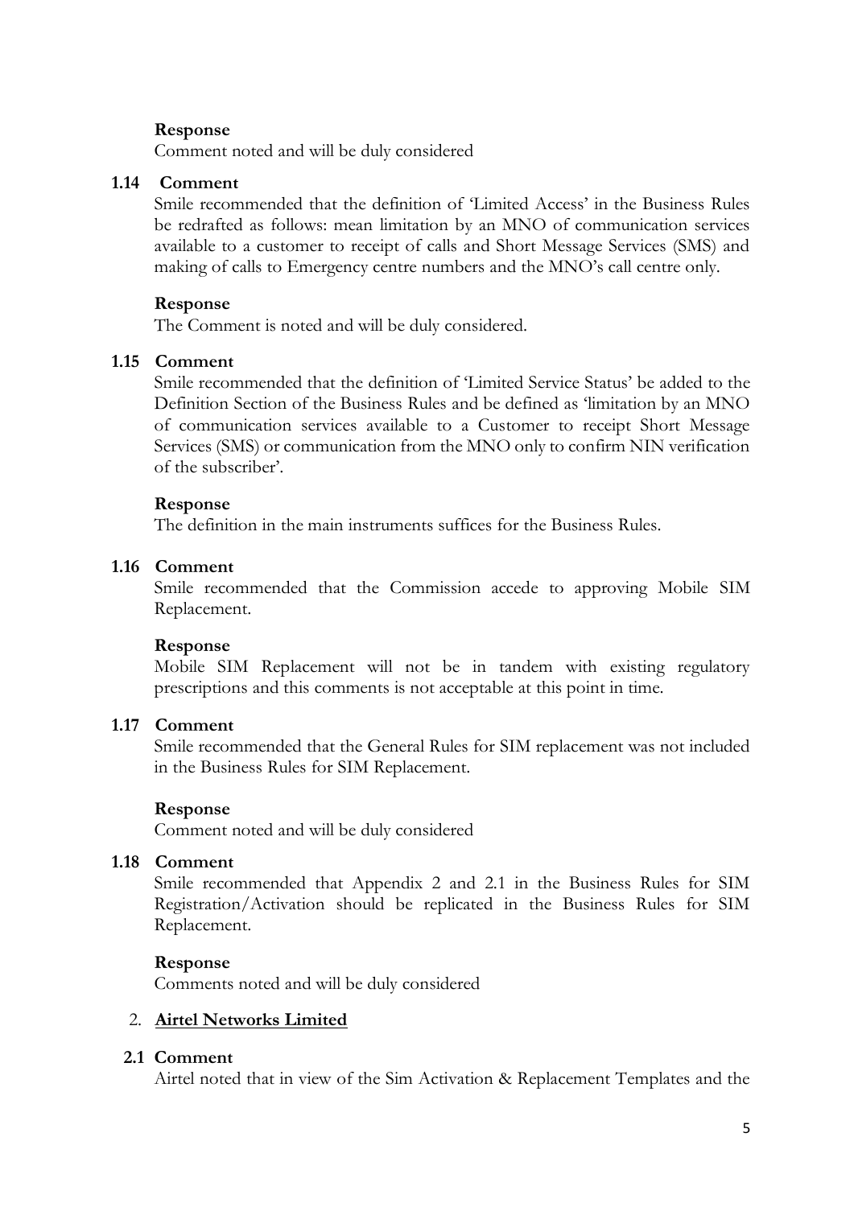**Response**

Comment noted and will be duly considered

**1.14 Comment**

Smile recommended that the definition of 'Limited Access' in the Business Rules be redrafted as follows: mean limitation by an MNO of communication services available to a customer to receipt of calls and Short Message Services (SMS) and making of calls to Emergency centre numbers and the MNO's call centre only.

**Response**

The Comment is noted and will be duly considered.

**1.15 Comment**

Smile recommended that the definition of 'Limited Service Status' be added to the Definition Section of the Business Rules and be defined as 'limitation by an MNO of communication services available to a Customer to receipt Short Message Services (SMS) or communication from the MNO only to confirm NIN verification of the subscriber'.

**Response**

The definition in the main instruments suffices for the Business Rules.

**1.16 Comment**

Smile recommended that the Commission accede to approving Mobile SIM Replacement.

**Response**

Mobile SIM Replacement will not be in tandem with existing regulatory prescriptions and this comments is not acceptable at this point in time.

**1.17 Comment**

Smile recommended that the General Rules for SIM replacement was not included in the Business Rules for SIM Replacement.

**Response**

Comment noted and will be duly considered

**1.18 Comment**

Smile recommended that Appendix 2 and 2.1 in the Business Rules for SIM Registration/Activation should be replicated in the Business Rules for SIM Replacement.

**Response**

Comments noted and will be duly considered

2. **Airtel Networks Limited**

**2.1 Comment**

Airtel noted that in view of the Sim Activation & Replacement Templates and the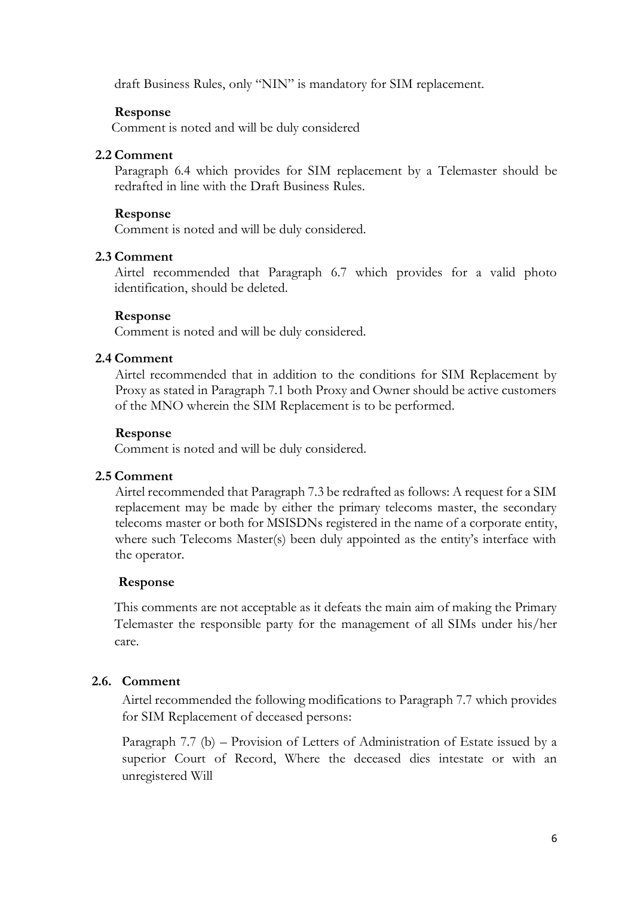draft Business Rules, only "NIN" is mandatory for SIM replacement.

**Response**

Comment is noted and will be duly considered

**2.2 Comment**

Paragraph 6.4 which provides for SIM replacement by a Telemaster should be redrafted in line with the Draft Business Rules.

**Response**

Comment is noted and will be duly considered.

**2.3 Comment**

Airtel recommended that Paragraph 6.7 which provides for a valid photo identification, should be deleted.

**Response**

Comment is noted and will be duly considered.

**2.4 Comment**

Airtel recommended that in addition to the conditions for SIM Replacement by Proxy as stated in Paragraph 7.1 both Proxy and Owner should be active customers of the MNO wherein the SIM Replacement is to be performed.

**Response**

Comment is noted and will be duly considered.

**2.5 Comment**

Airtel recommended that Paragraph 7.3 be redrafted as follows: A request for a SIM replacement may be made by either the primary telecoms master, the secondary telecoms master or both for MSISDNs registered in the name of a corporate entity, where such Telecoms Master(s) been duly appointed as the entity's interface with the operator.

**Response**

This comments are not acceptable as it defeats the main aim of making the Primary Telemaster the responsible party for the management of all SIMs under his/her care.

**2.6. Comment**

Airtel recommended the following modifications to Paragraph 7.7 which provides for SIM Replacement of deceased persons:

Paragraph 7.7 (b) – Provision of Letters of Administration of Estate issued by a superior Court of Record, Where the deceased dies intestate or with an unregistered Will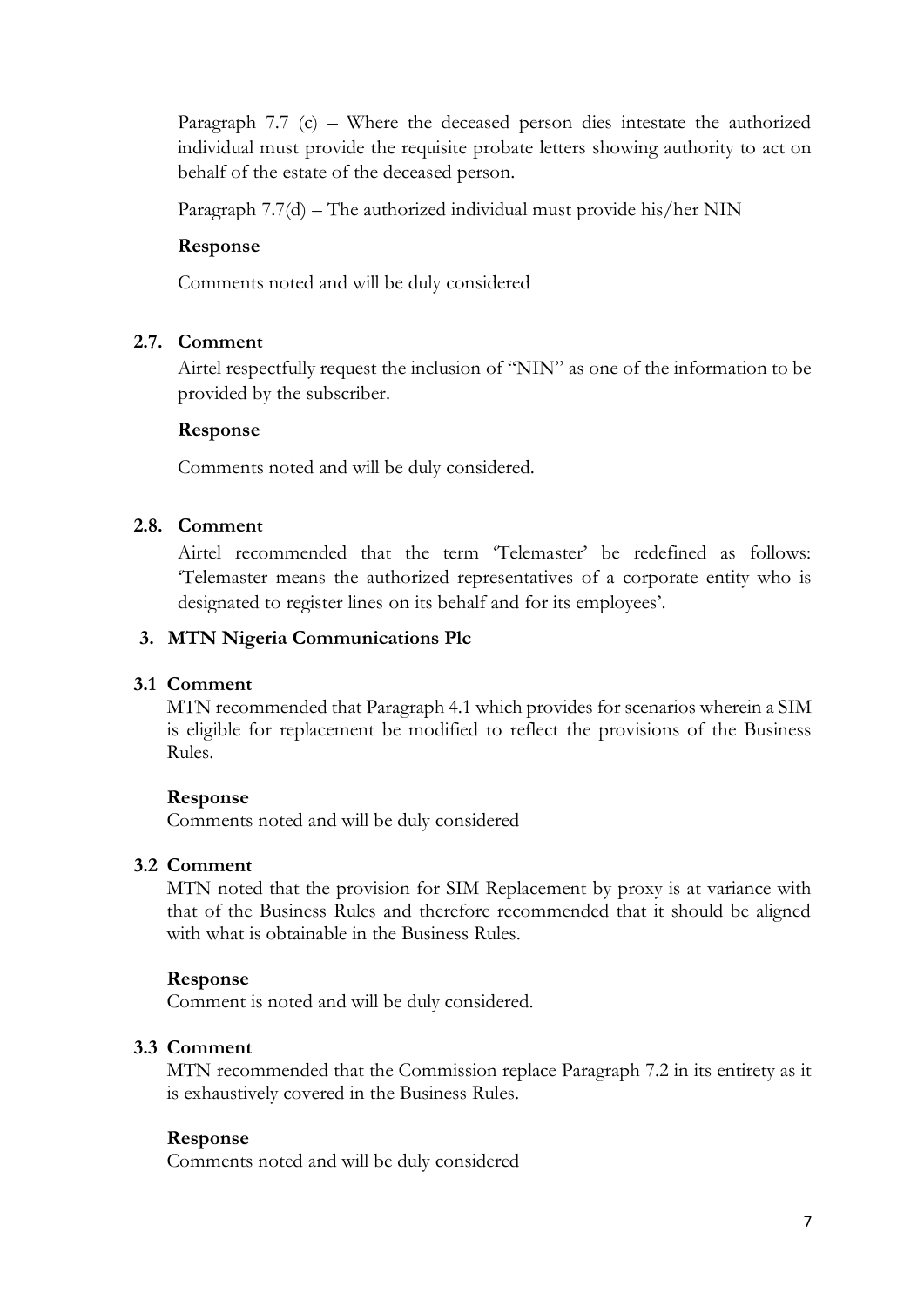Paragraph 7.7 (c) – Where the deceased person dies intestate the authorized individual must provide the requisite probate letters showing authority to act on behalf of the estate of the deceased person.

Paragraph 7.7(d) – The authorized individual must provide his/her NIN

**Response**

Comments noted and will be duly considered

**2.7. Comment**

Airtel respectfully request the inclusion of "NIN" as one of the information to be provided by the subscriber.

**Response**

Comments noted and will be duly considered.

**2.8. Comment**

Airtel recommended that the term 'Telemaster' be redefined as follows: 'Telemaster means the authorized representatives of a corporate entity who is designated to register lines on its behalf and for its employees'.

## 3. MTN Nigeria Communications Plc

**3.1 Comment**

MTN recommended that Paragraph 4.1 which provides for scenarios wherein a SIM is eligible for replacement be modified to reflect the provisions of the Business Rules.

**Response**

Comments noted and will be duly considered

**3.2 Comment**

MTN noted that the provision for SIM Replacement by proxy is at variance with that of the Business Rules and therefore recommended that it should be aligned with what is obtainable in the Business Rules.

**Response**

Comment is noted and will be duly considered.

**3.3 Comment**

MTN recommended that the Commission replace Paragraph 7.2 in its entirety as it is exhaustively covered in the Business Rules.

**Response**

Comments noted and will be duly considered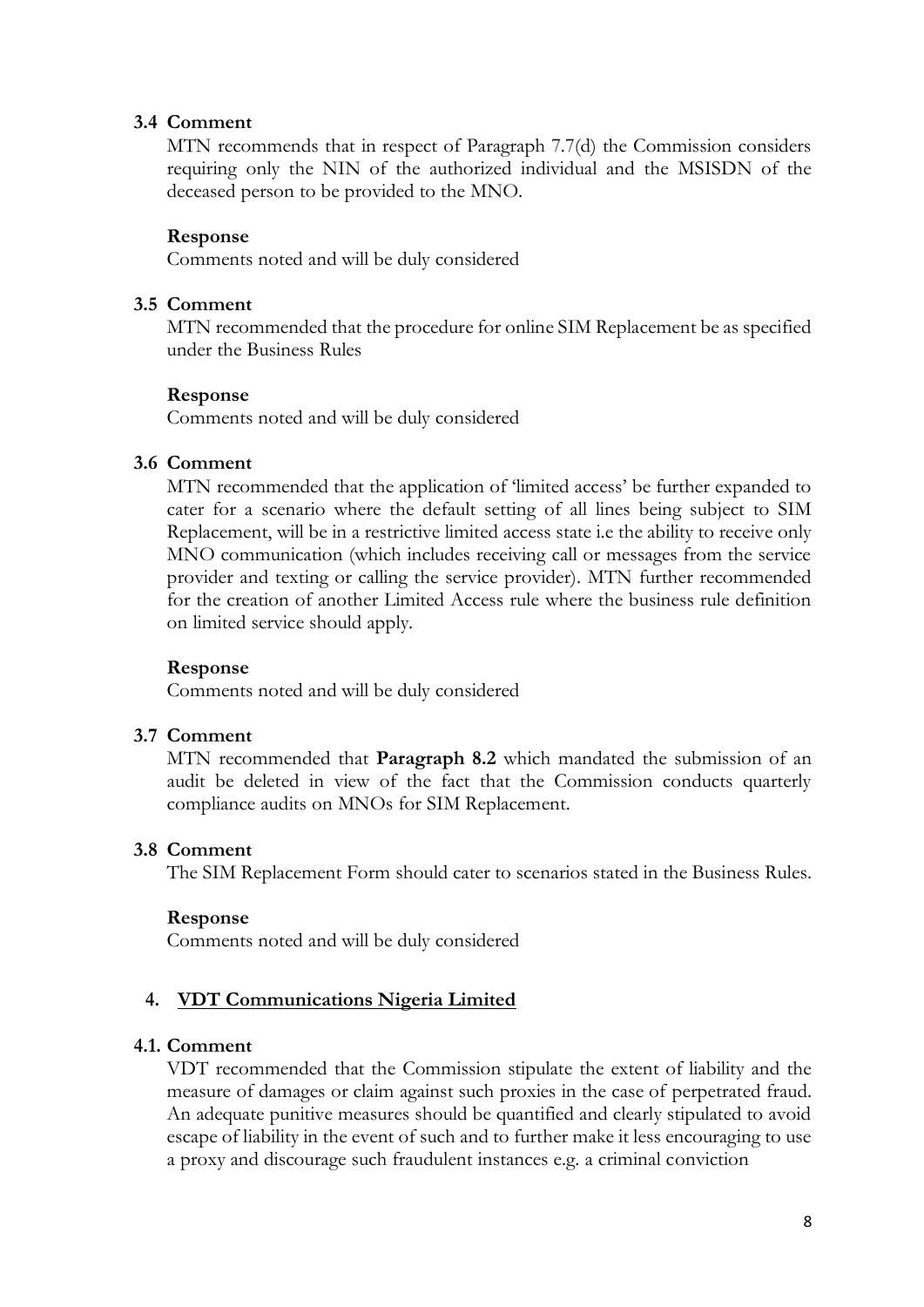**3.4 Comment**

MTN recommends that in respect of Paragraph 7.7(d) the Commission considers requiring only the NIN of the authorized individual and the MSISDN of the deceased person to be provided to the MNO.

**Response**

Comments noted and will be duly considered

**3.5 Comment**

MTN recommended that the procedure for online SIM Replacement be as specified under the Business Rules

**Response**

Comments noted and will be duly considered

**3.6 Comment**

MTN recommended that the application of 'limited access' be further expanded to cater for a scenario where the default setting of all lines being subject to SIM Replacement, will be in a restrictive limited access state i.e the ability to receive only MNO communication (which includes receiving call or messages from the service provider and texting or calling the service provider). MTN further recommended for the creation of another Limited Access rule where the business rule definition on limited service should apply.

**Response**

Comments noted and will be duly considered

**3.7 Comment**

MTN recommended that **Paragraph 8.2** which mandated the submission of an audit be deleted in view of the fact that the Commission conducts quarterly compliance audits on MNOs for SIM Replacement.

**3.8 Comment**

The SIM Replacement Form should cater to scenarios stated in the Business Rules.

**Response**

Comments noted and will be duly considered

## 4. <u>VDT Communications Nigeria Limited</u>

**4.1. Comment**

VDT recommended that the Commission stipulate the extent of liability and the measure of damages or claim against such proxies in the case of perpetrated fraud. An adequate punitive measures should be quantified and clearly stipulated to avoid escape of liability in the event of such and to further make it less encouraging to use a proxy and discourage such fraudulent instances e.g. a criminal conviction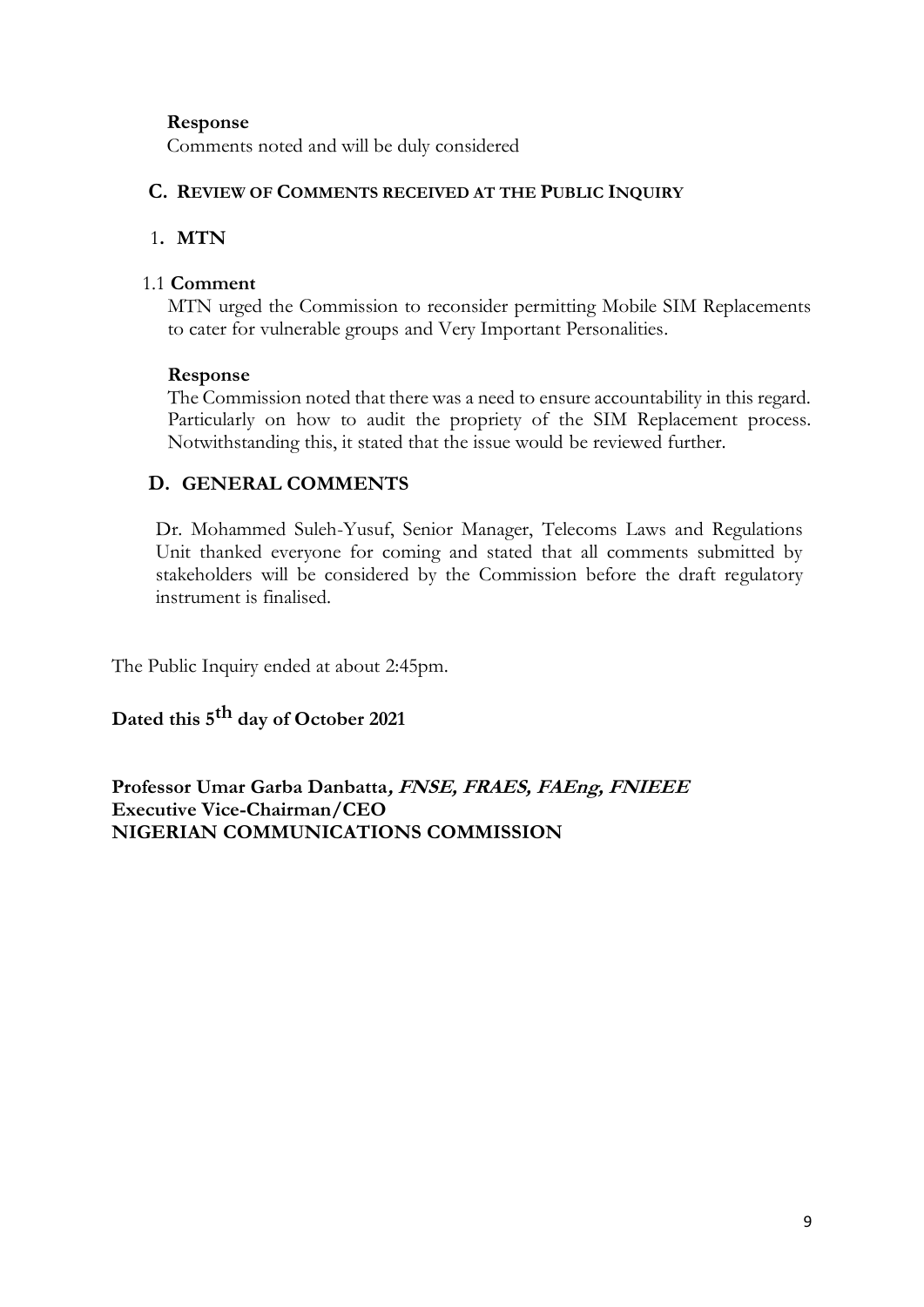**Response**

Comments noted and will be duly considered

## C. REVIEW OF COMMENTS RECEIVED AT THE PUBLIC INQUIRY

### 1. MTN

**1.1 Comment**

MTN urged the Commission to reconsider permitting Mobile SIM Replacements to cater for vulnerable groups and Very Important Personalities.

**Response**

The Commission noted that there was a need to ensure accountability in this regard. Particularly on how to audit the propriety of the SIM Replacement process. Notwithstanding this, it stated that the issue would be reviewed further.

## D. GENERAL COMMENTS

Dr. Mohammed Suleh-Yusuf, Senior Manager, Telecoms Laws and Regulations Unit thanked everyone for coming and stated that all comments submitted by stakeholders will be considered by the Commission before the draft regulatory instrument is finalised.

The Public Inquiry ended at about 2:45pm.

**Dated this 5th day of October 2021**

**Professor Umar Garba Danbatta*, FNSE, FRAES, FAEng, FNIEEE***
**Executive Vice-Chairman/CEO**
**NIGERIAN COMMUNICATIONS COMMISSION**